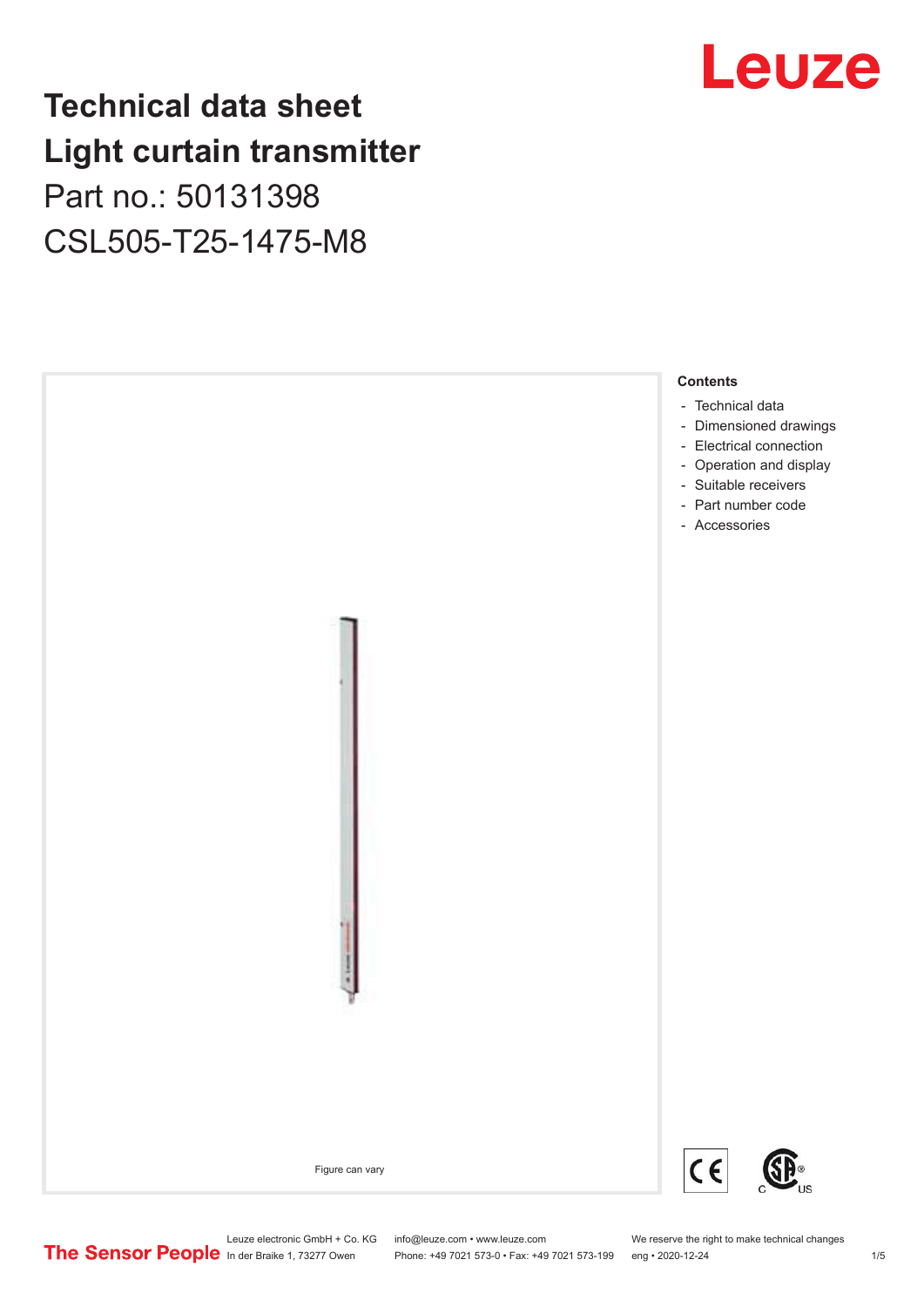# Technical data sheet
# Light curtain transmitter

Part no.: 50131398

CSL505-T25-1475-M8

Leuze

Figure can vary

**Contents**

- Technical data
- Dimensioned drawings
- Electrical connection
- Operation and display
- Suitable receivers
- Part number code
- Accessories

The Sensor People

Leuze electronic GmbH + Co. KG
In der Braike 1, 73277 Owen

info@leuze.com • www.leuze.com
Phone: +49 7021 573-0 • Fax: +49 7021 573-199

We reserve the right to make technical changes
eng • 2020-12-24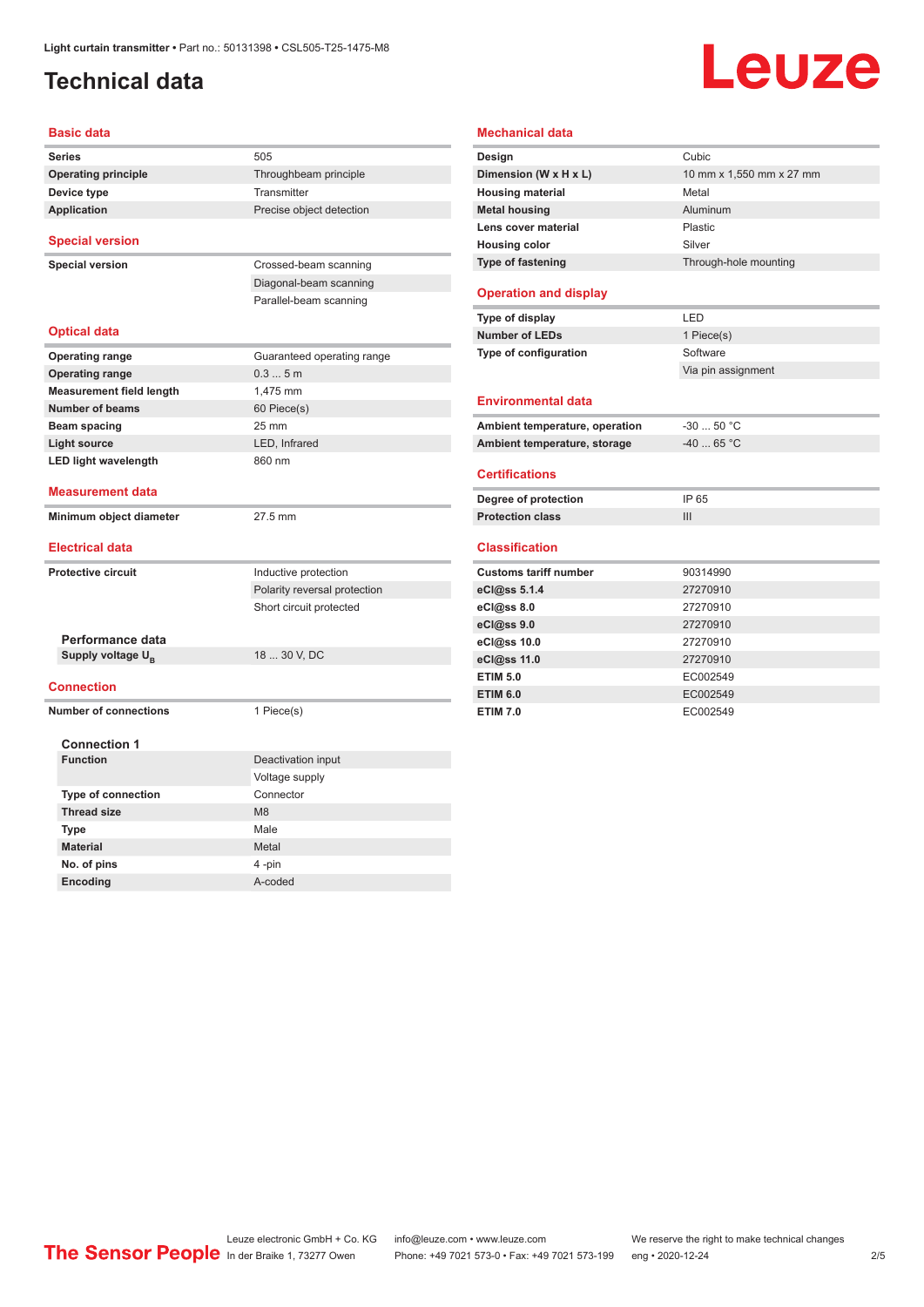# Technical data

## Basic data

| | |
|---|---|
| **Series** | 505 |
| **Operating principle** | Throughbeam principle |
| **Device type** | Transmitter |
| **Application** | Precise object detection |

## Special version

| | |
|---|---|
| **Special version** | Crossed-beam scanning |
| | Diagonal-beam scanning |
| | Parallel-beam scanning |

## Optical data

| | |
|---|---|
| **Operating range** | Guaranteed operating range |
| **Operating range** | 0.3 ... 5 m |
| **Measurement field length** | 1,475 mm |
| **Number of beams** | 60 Piece(s) |
| **Beam spacing** | 25 mm |
| **Light source** | LED, Infrared |
| **LED light wavelength** | 860 nm |

## Measurement data

| | |
|---|---|
| **Minimum object diameter** | 27.5 mm |

## Electrical data

| | |
|---|---|
| **Protective circuit** | Inductive protection |
| | Polarity reversal protection |
| | Short circuit protected |

### Performance data

| | |
|---|---|
| **Supply voltage $U_B$** | 18 ... 30 V, DC |

## Connection

| | |
|---|---|
| **Number of connections** | 1 Piece(s) |

### Connection 1

| | |
|---|---|
| **Function** | Deactivation input |
| | Voltage supply |
| **Type of connection** | Connector |
| **Thread size** | M8 |
| **Type** | Male |
| **Material** | Metal |
| **No. of pins** | 4 -pin |
| **Encoding** | A-coded |

## Mechanical data

| | |
|---|---|
| **Design** | Cubic |
| **Dimension (W x H x L)** | 10 mm x 1,550 mm x 27 mm |
| **Housing material** | Metal |
| **Metal housing** | Aluminum |
| **Lens cover material** | Plastic |
| **Housing color** | Silver |
| **Type of fastening** | Through-hole mounting |

## Operation and display

| | |
|---|---|
| **Type of display** | LED |
| **Number of LEDs** | 1 Piece(s) |
| **Type of configuration** | Software |
| | Via pin assignment |

## Environmental data

| | |
|---|---|
| **Ambient temperature, operation** | -30 ... 50 °C |
| **Ambient temperature, storage** | -40 ... 65 °C |

## Certifications

| | |
|---|---|
| **Degree of protection** | IP 65 |
| **Protection class** | III |

## Classification

| | |
|---|---|
| **Customs tariff number** | 90314990 |
| **eCl@ss 5.1.4** | 27270910 |
| **eCl@ss 8.0** | 27270910 |
| **eCl@ss 9.0** | 27270910 |
| **eCl@ss 10.0** | 27270910 |
| **eCl@ss 11.0** | 27270910 |
| **ETIM 5.0** | EC002549 |
| **ETIM 6.0** | EC002549 |
| **ETIM 7.0** | EC002549 |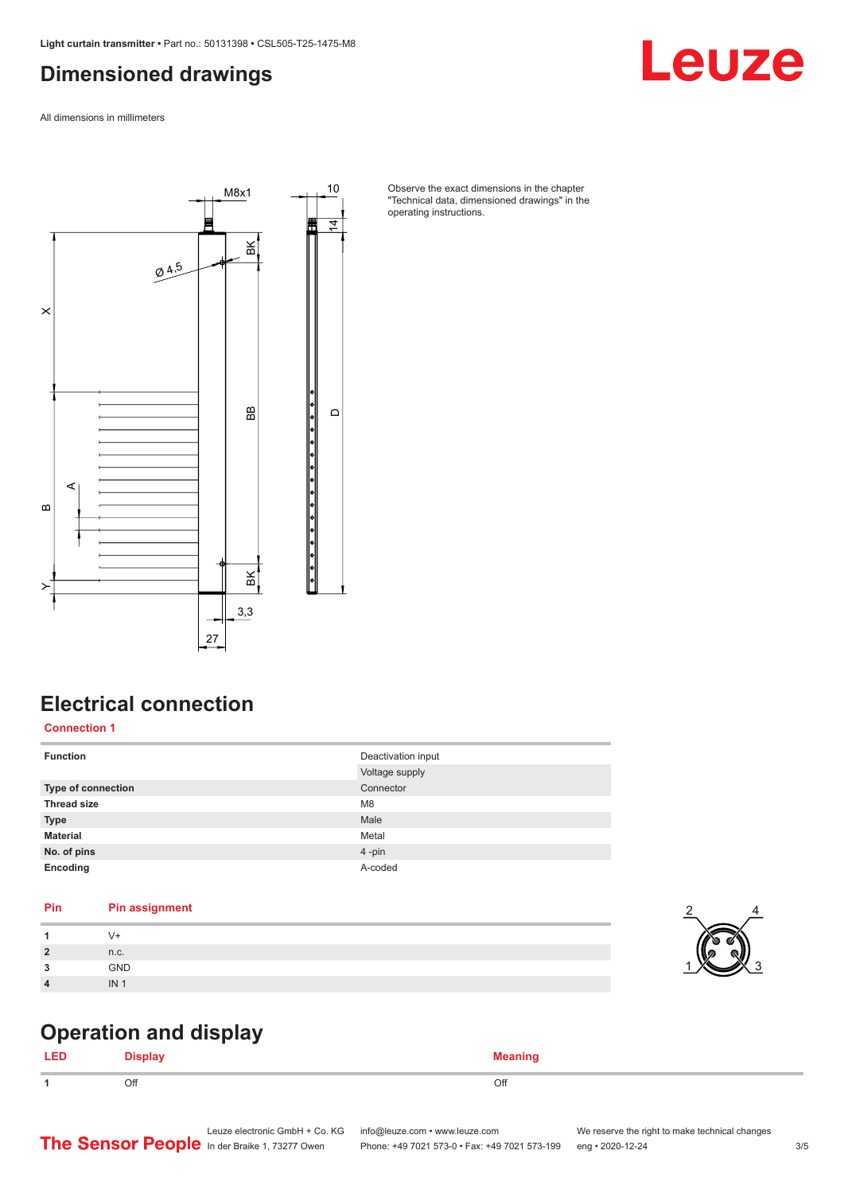# Dimensioned drawings

All dimensions in millimeters

Observe the exact dimensions in the chapter "Technical data, dimensioned drawings" in the operating instructions.

# Electrical connection

**Connection 1**

| | |
|---|---|
| **Function** | Deactivation input |
| | Voltage supply |
| **Type of connection** | Connector |
| **Thread size** | M8 |
| **Type** | Male |
| **Material** | Metal |
| **No. of pins** | 4 -pin |
| **Encoding** | A-coded |

| Pin | Pin assignment |
|---|---|
| **1** | V+ |
| **2** | n.c. |
| **3** | GND |
| **4** | IN 1 |

# Operation and display

| LED | Display | Meaning |
|---|---|---|
| **1** | Off | Off |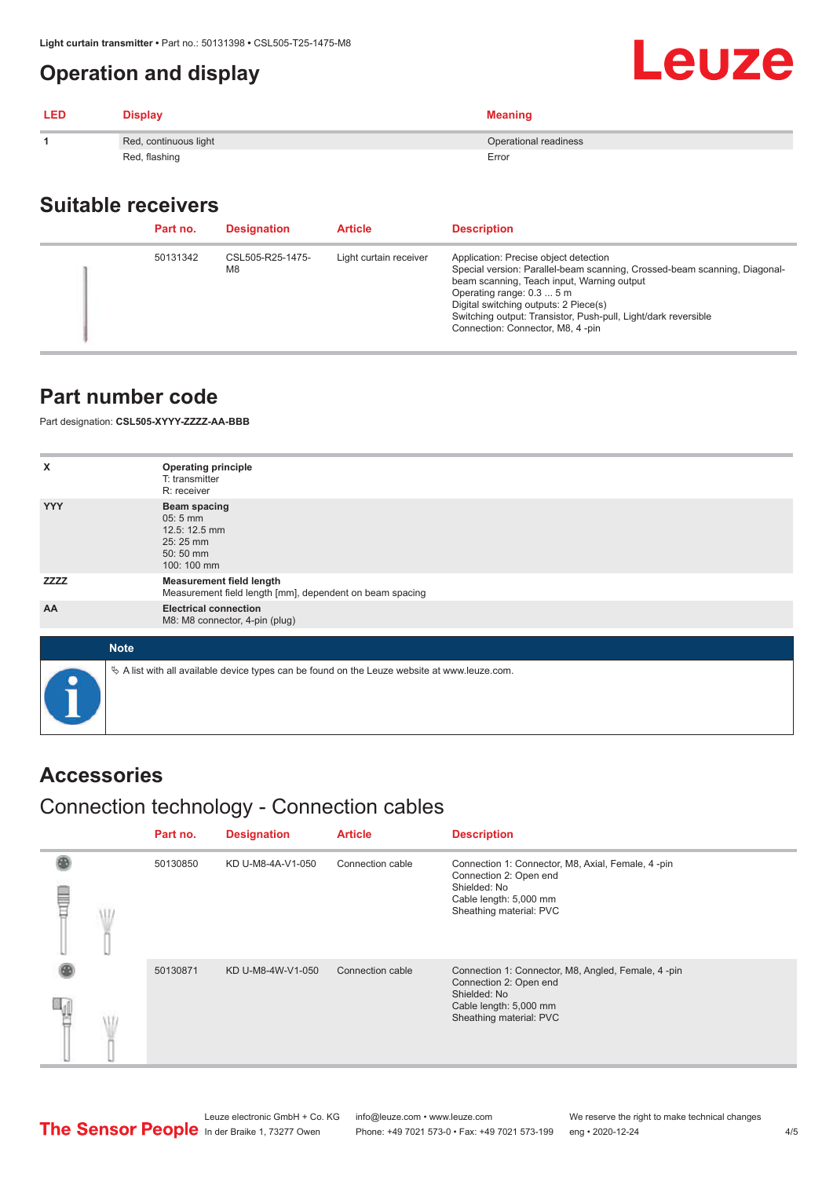# Operation and display

| LED | Display | Meaning |
| --- | --- | --- |
| 1 | Red, continuous light | Operational readiness |
|  | Red, flashing | Error |

## Suitable receivers

| Part no. | Designation | Article | Description |
| --- | --- | --- | --- |
| 50131342 | CSL505-R25-1475-M8 | Light curtain receiver | Application: Precise object detection<br>Special version: Parallel-beam scanning, Crossed-beam scanning, Diagonal-beam scanning, Teach input, Warning output<br>Operating range: 0.3 ... 5 m<br>Digital switching outputs: 2 Piece(s)<br>Switching output: Transistor, Push-pull, Light/dark reversible<br>Connection: Connector, M8, 4 -pin |

## Part number code

Part designation: **CSL505-XYYY-ZZZZ-AA-BBB**

| | |
| --- | --- |
| X | **Operating principle**<br>T: transmitter<br>R: receiver |
| YYY | **Beam spacing**<br>05: 5 mm<br>12.5: 12.5 mm<br>25: 25 mm<br>50: 50 mm<br>100: 100 mm |
| ZZZZ | **Measurement field length**<br>Measurement field length [mm], dependent on beam spacing |
| AA | **Electrical connection**<br>M8: M8 connector, 4-pin (plug) |

**Note**

↳ A list with all available device types can be found on the Leuze website at www.leuze.com.

## Accessories

### Connection technology - Connection cables

| Part no. | Designation | Article | Description |
| --- | --- | --- | --- |
| 50130850 | KD U-M8-4A-V1-050 | Connection cable | Connection 1: Connector, M8, Axial, Female, 4 -pin<br>Connection 2: Open end<br>Shielded: No<br>Cable length: 5,000 mm<br>Sheathing material: PVC |
| 50130871 | KD U-M8-4W-V1-050 | Connection cable | Connection 1: Connector, M8, Angled, Female, 4 -pin<br>Connection 2: Open end<br>Shielded: No<br>Cable length: 5,000 mm<br>Sheathing material: PVC |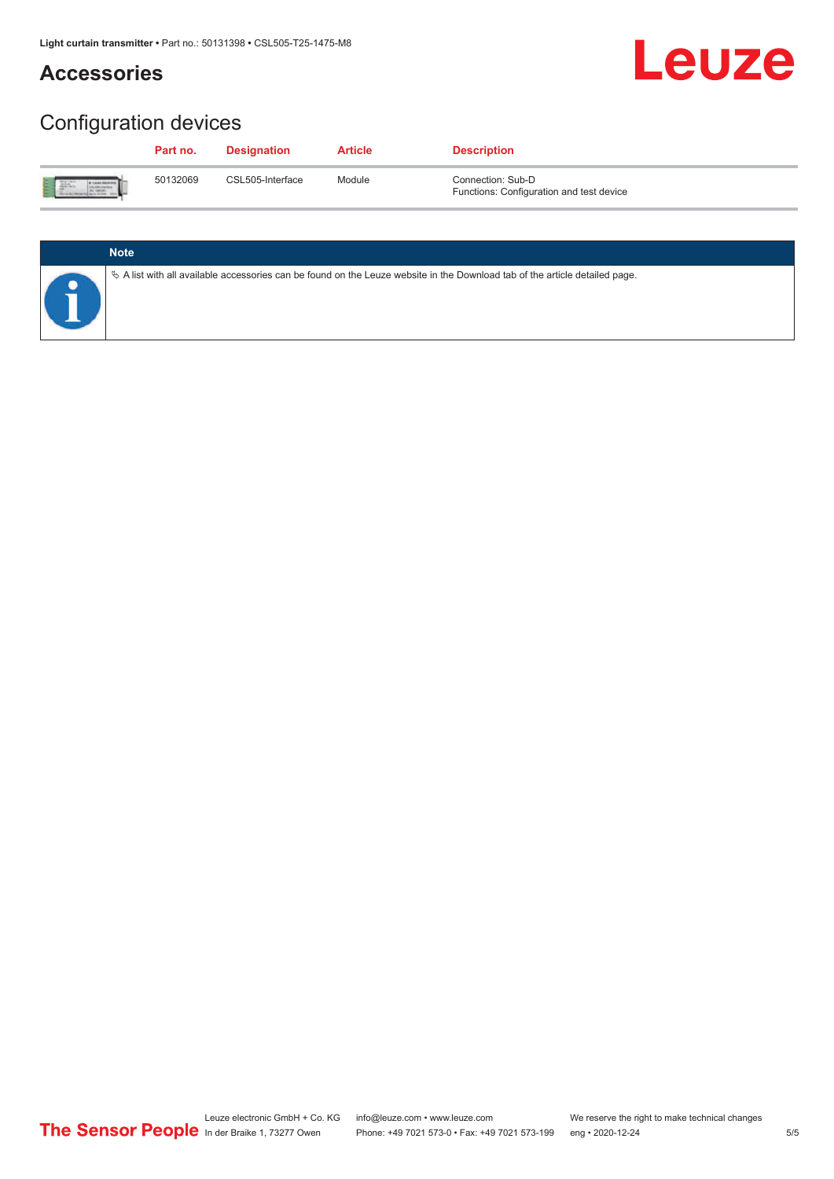## Accessories

### Configuration devices

| | Part no. | Designation | Article | Description |
| --- | --- | --- | --- | --- |
| | 50132069 | CSL505-Interface | Module | Connection: Sub-D<br>Functions: Configuration and test device |

**Note**

↳ A list with all available accessories can be found on the Leuze website in the Download tab of the article detailed page.